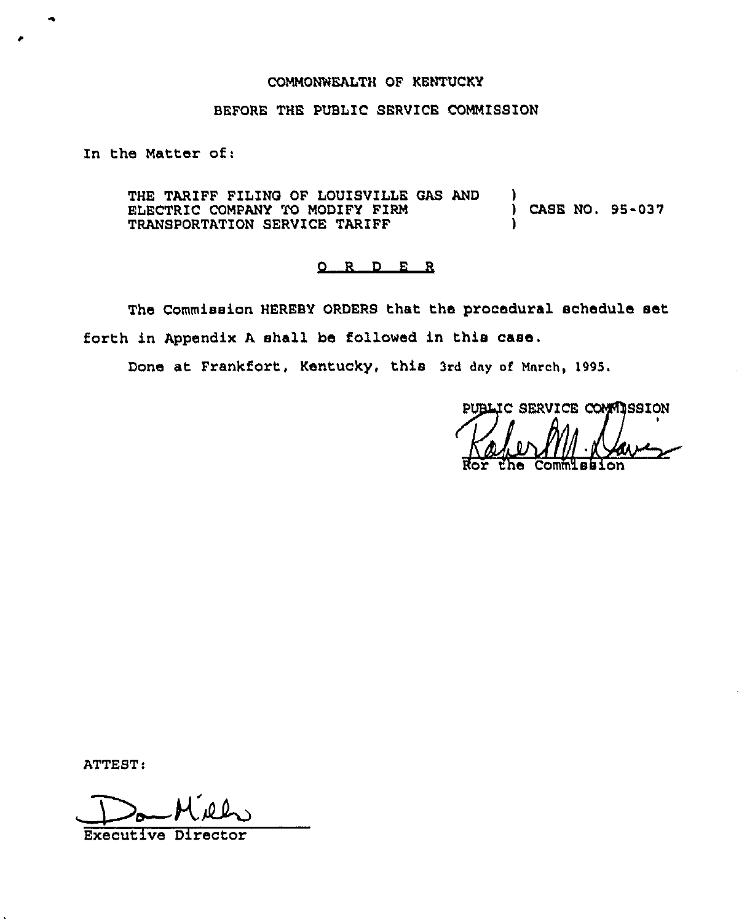COMMONWEALTH OF KENTUCKY

BEFORE THE PUBLIC SERVICE COMMISSION

In the Matter of:

THE TARIFF FILING OF LOUISVILLE GAS AND ELECTRIC COMPANY TO MODIFY FIRM TRANSPORTATION SERVICE TARIFF ) CASE NO. 95-037

O R D E R

The Commission HEREBY ORDERS that the procedural schedule set forth in Appendix A shall be followed in this case.

Done at Frankfort, Kentucky, this 3rd day of March, 1995.

PUBLIC SERVICE COMMISSION

For the Commission

ATTEST:

Executive Director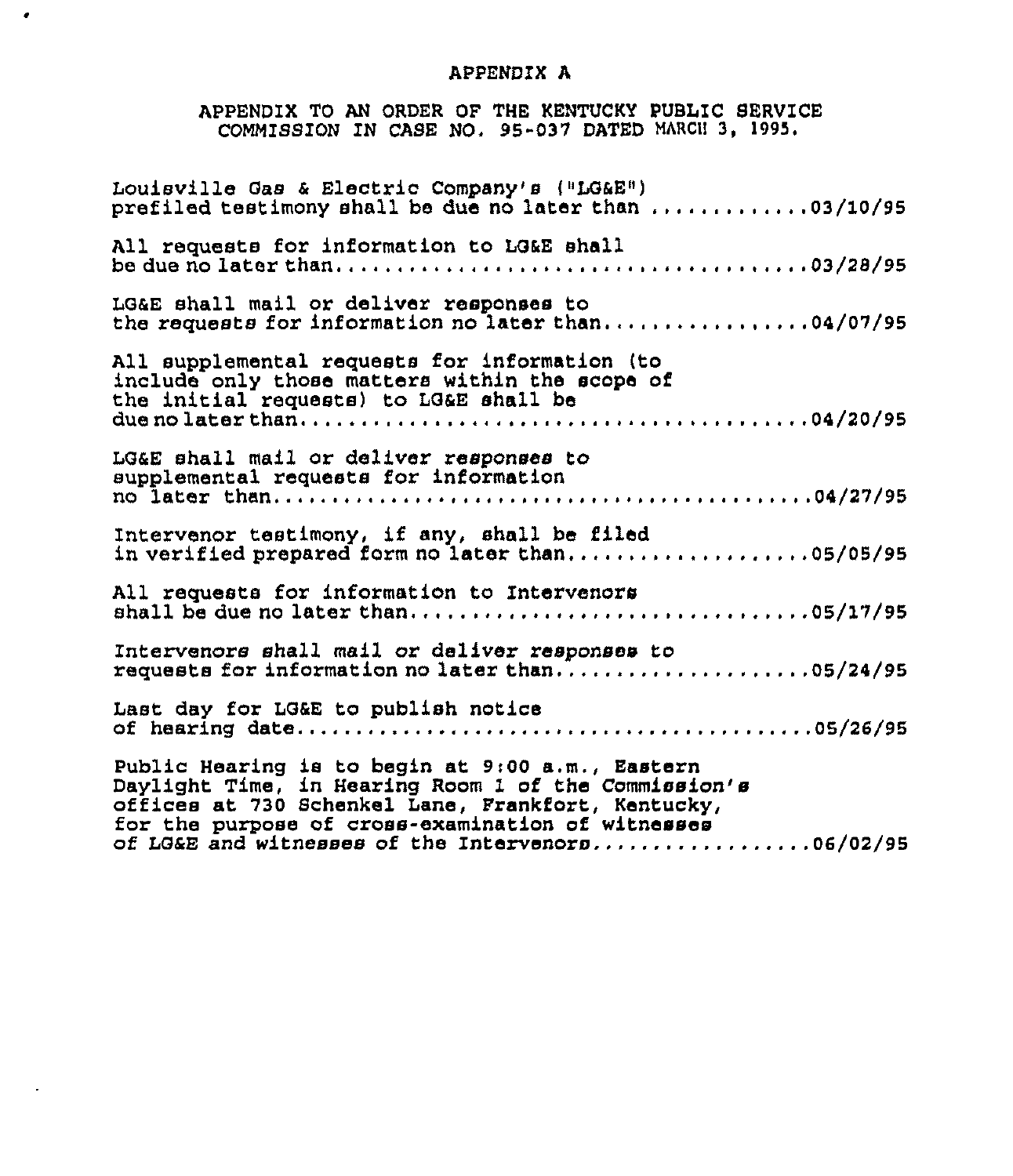# APPENDIX A

APPENDIX TO AN ORDER OF THE KENTUCKY PUBLIC SERVICE COMMISSION IN CASE NO. 95-037 DATED MARCH 3, 1995.

Louisville Gas & Electric Company's ("LG&E") prefiled testimony shall be due no later than .............03/10/95

All requests for information to LG&E shall be due no later than.......................................03/28/95

LG&E shall mail or deliver responses to the requests for information no later than.................04/07/95

All supplemental requests for information (to include only those matters within the scope of the initial requests) to LG&E shall be due no later than.........................................04/20/95

LG&E shall mail or deliver responses to supplemental requests for information no later than...........................................04/27/95

Intervenor testimony, if any, shall be filed in verified prepared form no later than....................05/05/95

All requests for information to Intervenors shall be due no later than................................05/17/95

Intervenors shall mail or deliver responses to requests for information no later than...................05/24/95

Last day for LG&E to publish notice of hearing date..........................................05/26/95

Public Hearing is to begin at 9:00 a.m., Eastern Daylight Time, in Hearing Room 1 of the Commission's offices at 730 Schenkel Lane, Frankfort, Kentucky, for the purpose of cross-examination of witnesses of LG&E and witnesses of the Intervenors.................06/02/95